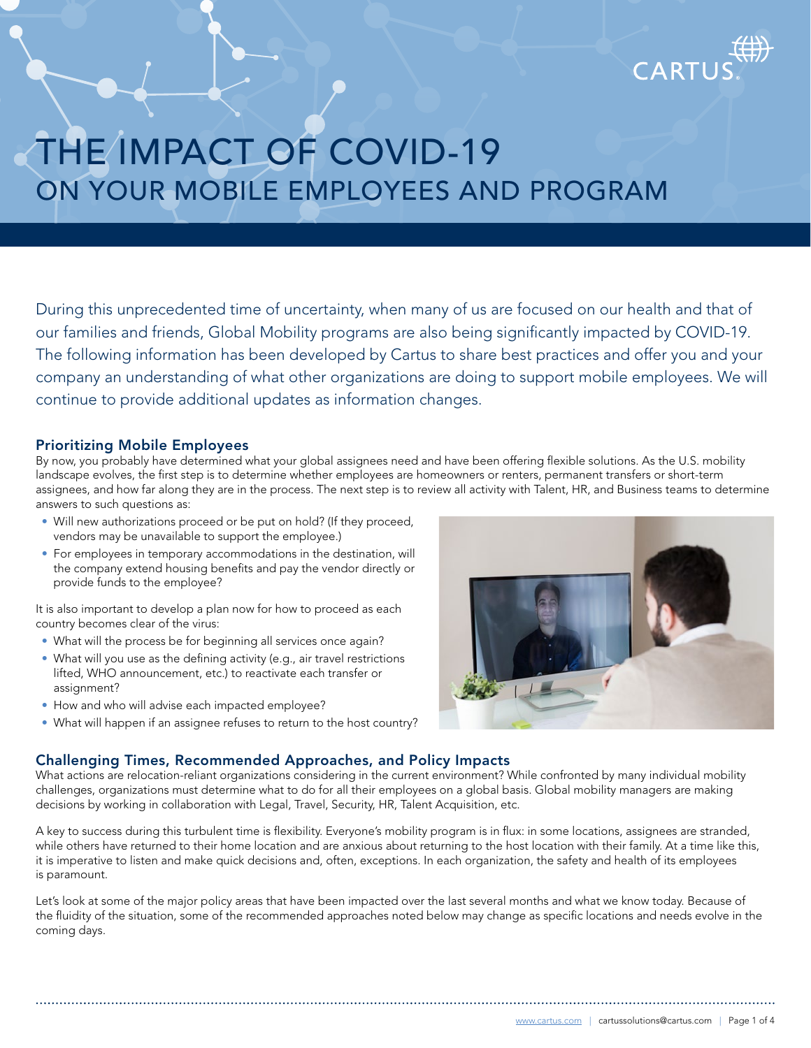# THE IMPACT OF COVID-19
## ON YOUR MOBILE EMPLOYEES AND PROGRAM

During this unprecedented time of uncertainty, when many of us are focused on our health and that of our families and friends, Global Mobility programs are also being significantly impacted by COVID-19. The following information has been developed by Cartus to share best practices and offer you and your company an understanding of what other organizations are doing to support mobile employees. We will continue to provide additional updates as information changes.

### Prioritizing Mobile Employees

By now, you probably have determined what your global assignees need and have been offering flexible solutions. As the U.S. mobility landscape evolves, the first step is to determine whether employees are homeowners or renters, permanent transfers or short-term assignees, and how far along they are in the process. The next step is to review all activity with Talent, HR, and Business teams to determine answers to such questions as:

- Will new authorizations proceed or be put on hold? (If they proceed, vendors may be unavailable to support the employee.)
- For employees in temporary accommodations in the destination, will the company extend housing benefits and pay the vendor directly or provide funds to the employee?

It is also important to develop a plan now for how to proceed as each country becomes clear of the virus:

- What will the process be for beginning all services once again?
- What will you use as the defining activity (e.g., air travel restrictions lifted, WHO announcement, etc.) to reactivate each transfer or assignment?
- How and who will advise each impacted employee?
- What will happen if an assignee refuses to return to the host country?

### Challenging Times, Recommended Approaches, and Policy Impacts

What actions are relocation-reliant organizations considering in the current environment? While confronted by many individual mobility challenges, organizations must determine what to do for all their employees on a global basis. Global mobility managers are making decisions by working in collaboration with Legal, Travel, Security, HR, Talent Acquisition, etc.

A key to success during this turbulent time is flexibility. Everyone's mobility program is in flux: in some locations, assignees are stranded, while others have returned to their home location and are anxious about returning to the host location with their family. At a time like this, it is imperative to listen and make quick decisions and, often, exceptions. In each organization, the safety and health of its employees is paramount.

Let's look at some of the major policy areas that have been impacted over the last several months and what we know today. Because of the fluidity of the situation, some of the recommended approaches noted below may change as specific locations and needs evolve in the coming days.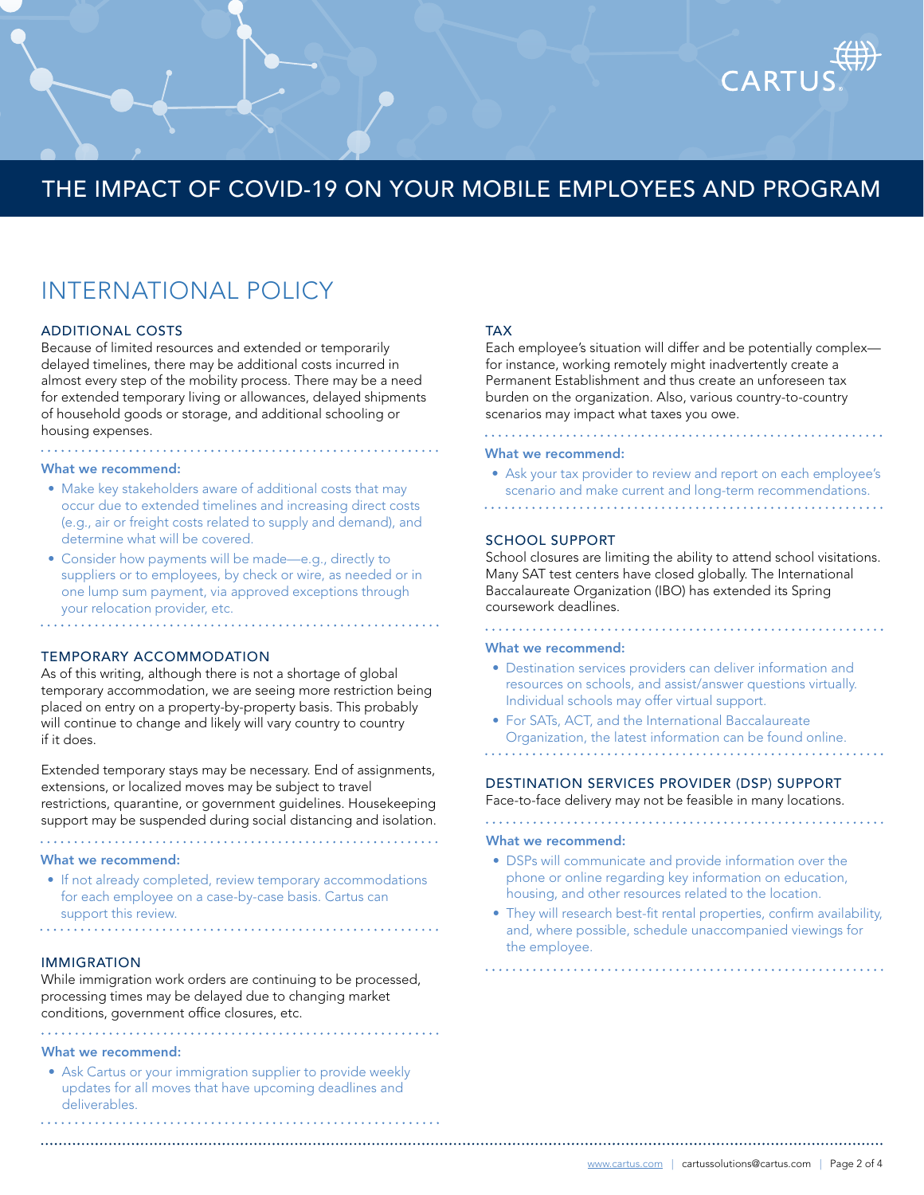# THE IMPACT OF COVID-19 ON YOUR MOBILE EMPLOYEES AND PROGRAM

## INTERNATIONAL POLICY

### ADDITIONAL COSTS

Because of limited resources and extended or temporarily delayed timelines, there may be additional costs incurred in almost every step of the mobility process. There may be a need for extended temporary living or allowances, delayed shipments of household goods or storage, and additional schooling or housing expenses.

**What we recommend:**

- Make key stakeholders aware of additional costs that may occur due to extended timelines and increasing direct costs (e.g., air or freight costs related to supply and demand), and determine what will be covered.
- Consider how payments will be made—e.g., directly to suppliers or to employees, by check or wire, as needed or in one lump sum payment, via approved exceptions through your relocation provider, etc.

### TEMPORARY ACCOMMODATION

As of this writing, although there is not a shortage of global temporary accommodation, we are seeing more restriction being placed on entry on a property-by-property basis. This probably will continue to change and likely will vary country to country if it does.

Extended temporary stays may be necessary. End of assignments, extensions, or localized moves may be subject to travel restrictions, quarantine, or government guidelines. Housekeeping support may be suspended during social distancing and isolation.

**What we recommend:**

- If not already completed, review temporary accommodations for each employee on a case-by-case basis. Cartus can support this review.

### IMMIGRATION

While immigration work orders are continuing to be processed, processing times may be delayed due to changing market conditions, government office closures, etc.

**What we recommend:**

- Ask Cartus or your immigration supplier to provide weekly updates for all moves that have upcoming deadlines and deliverables.

### TAX

Each employee's situation will differ and be potentially complex—for instance, working remotely might inadvertently create a Permanent Establishment and thus create an unforeseen tax burden on the organization. Also, various country-to-country scenarios may impact what taxes you owe.

**What we recommend:**

- Ask your tax provider to review and report on each employee's scenario and make current and long-term recommendations.

### SCHOOL SUPPORT

School closures are limiting the ability to attend school visitations. Many SAT test centers have closed globally. The International Baccalaureate Organization (IBO) has extended its Spring coursework deadlines.

**What we recommend:**

- Destination services providers can deliver information and resources on schools, and assist/answer questions virtually. Individual schools may offer virtual support.
- For SATs, ACT, and the International Baccalaureate Organization, the latest information can be found online.

### DESTINATION SERVICES PROVIDER (DSP) SUPPORT

Face-to-face delivery may not be feasible in many locations.

**What we recommend:**

- DSPs will communicate and provide information over the phone or online regarding key information on education, housing, and other resources related to the location.
- They will research best-fit rental properties, confirm availability, and, where possible, schedule unaccompanied viewings for the employee.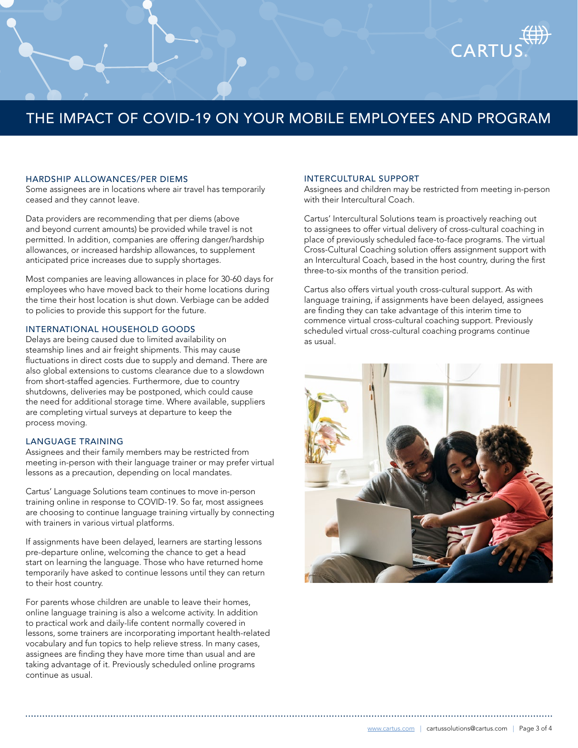# THE IMPACT OF COVID-19 ON YOUR MOBILE EMPLOYEES AND PROGRAM

## HARDSHIP ALLOWANCES/PER DIEMS

Some assignees are in locations where air travel has temporarily ceased and they cannot leave.

Data providers are recommending that per diems (above and beyond current amounts) be provided while travel is not permitted. In addition, companies are offering danger/hardship allowances, or increased hardship allowances, to supplement anticipated price increases due to supply shortages.

Most companies are leaving allowances in place for 30-60 days for employees who have moved back to their home locations during the time their host location is shut down. Verbiage can be added to policies to provide this support for the future.

## INTERNATIONAL HOUSEHOLD GOODS

Delays are being caused due to limited availability on steamship lines and air freight shipments. This may cause fluctuations in direct costs due to supply and demand. There are also global extensions to customs clearance due to a slowdown from short-staffed agencies. Furthermore, due to country shutdowns, deliveries may be postponed, which could cause the need for additional storage time. Where available, suppliers are completing virtual surveys at departure to keep the process moving.

## LANGUAGE TRAINING

Assignees and their family members may be restricted from meeting in-person with their language trainer or may prefer virtual lessons as a precaution, depending on local mandates.

Cartus' Language Solutions team continues to move in-person training online in response to COVID-19. So far, most assignees are choosing to continue language training virtually by connecting with trainers in various virtual platforms.

If assignments have been delayed, learners are starting lessons pre-departure online, welcoming the chance to get a head start on learning the language. Those who have returned home temporarily have asked to continue lessons until they can return to their host country.

For parents whose children are unable to leave their homes, online language training is also a welcome activity. In addition to practical work and daily-life content normally covered in lessons, some trainers are incorporating important health-related vocabulary and fun topics to help relieve stress. In many cases, assignees are finding they have more time than usual and are taking advantage of it. Previously scheduled online programs continue as usual.

## INTERCULTURAL SUPPORT

Assignees and children may be restricted from meeting in-person with their Intercultural Coach.

Cartus' Intercultural Solutions team is proactively reaching out to assignees to offer virtual delivery of cross-cultural coaching in place of previously scheduled face-to-face programs. The virtual Cross-Cultural Coaching solution offers assignment support with an Intercultural Coach, based in the host country, during the first three-to-six months of the transition period.

Cartus also offers virtual youth cross-cultural support. As with language training, if assignments have been delayed, assignees are finding they can take advantage of this interim time to commence virtual cross-cultural coaching support. Previously scheduled virtual cross-cultural coaching programs continue as usual.

www.cartus.com | cartussolutions@cartus.com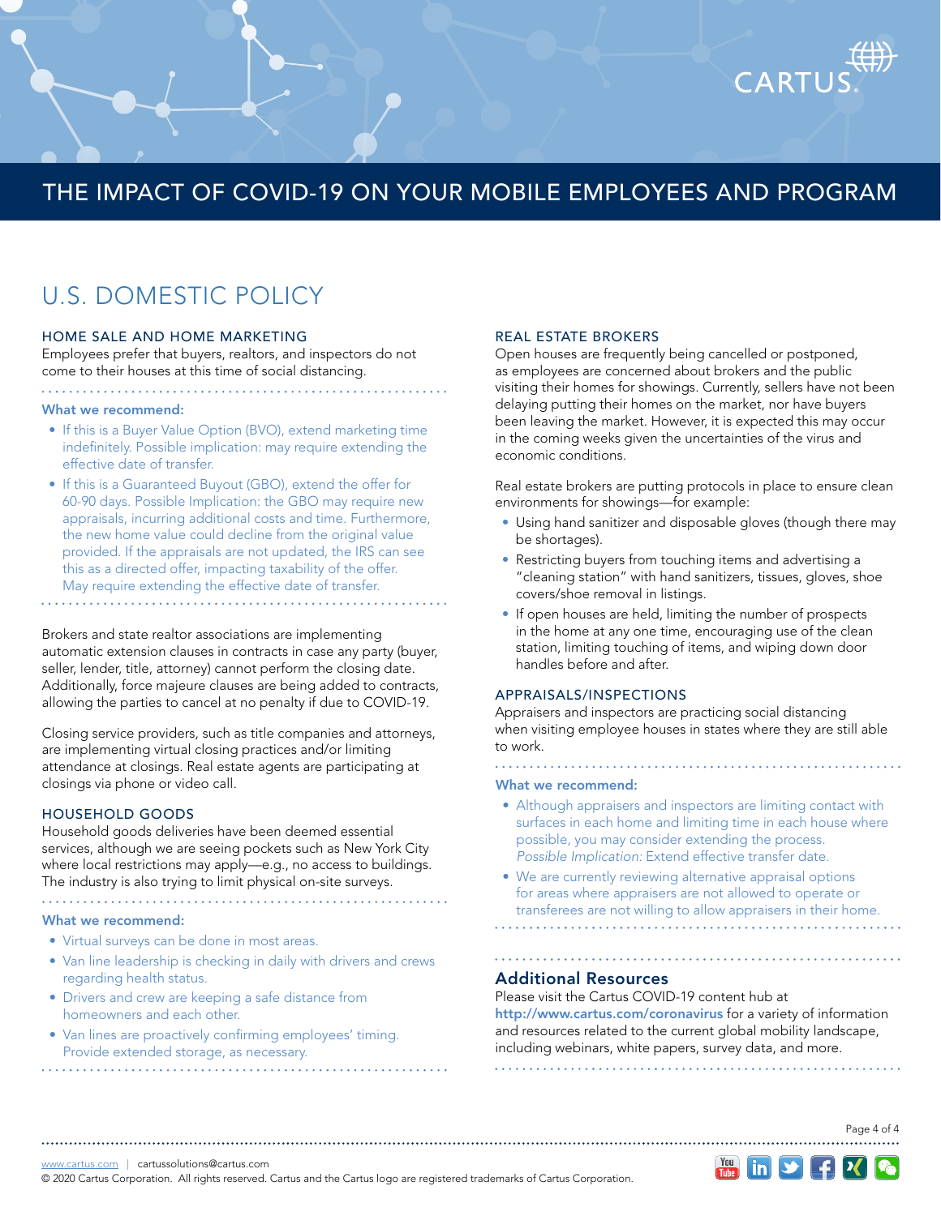# THE IMPACT OF COVID-19 ON YOUR MOBILE EMPLOYEES AND PROGRAM

## U.S. DOMESTIC POLICY

### HOME SALE AND HOME MARKETING

Employees prefer that buyers, realtors, and inspectors do not come to their houses at this time of social distancing.

**What we recommend:**

- If this is a Buyer Value Option (BVO), extend marketing time indefinitely. Possible implication: may require extending the effective date of transfer.
- If this is a Guaranteed Buyout (GBO), extend the offer for 60-90 days. Possible Implication: the GBO may require new appraisals, incurring additional costs and time. Furthermore, the new home value could decline from the original value provided. If the appraisals are not updated, the IRS can see this as a directed offer, impacting taxability of the offer. May require extending the effective date of transfer.

Brokers and state realtor associations are implementing automatic extension clauses in contracts in case any party (buyer, seller, lender, title, attorney) cannot perform the closing date. Additionally, force majeure clauses are being added to contracts, allowing the parties to cancel at no penalty if due to COVID-19.

Closing service providers, such as title companies and attorneys, are implementing virtual closing practices and/or limiting attendance at closings. Real estate agents are participating at closings via phone or video call.

### HOUSEHOLD GOODS

Household goods deliveries have been deemed essential services, although we are seeing pockets such as New York City where local restrictions may apply—e.g., no access to buildings. The industry is also trying to limit physical on-site surveys.

**What we recommend:**

- Virtual surveys can be done in most areas.
- Van line leadership is checking in daily with drivers and crews regarding health status.
- Drivers and crew are keeping a safe distance from homeowners and each other.
- Van lines are proactively confirming employees' timing. Provide extended storage, as necessary.

### REAL ESTATE BROKERS

Open houses are frequently being cancelled or postponed, as employees are concerned about brokers and the public visiting their homes for showings. Currently, sellers have not been delaying putting their homes on the market, nor have buyers been leaving the market. However, it is expected this may occur in the coming weeks given the uncertainties of the virus and economic conditions.

Real estate brokers are putting protocols in place to ensure clean environments for showings—for example:

- Using hand sanitizer and disposable gloves (though there may be shortages).
- Restricting buyers from touching items and advertising a "cleaning station" with hand sanitizers, tissues, gloves, shoe covers/shoe removal in listings.
- If open houses are held, limiting the number of prospects in the home at any one time, encouraging use of the clean station, limiting touching of items, and wiping down door handles before and after.

### APPRAISALS/INSPECTIONS

Appraisers and inspectors are practicing social distancing when visiting employee houses in states where they are still able to work.

**What we recommend:**

- Although appraisers and inspectors are limiting contact with surfaces in each home and limiting time in each house where possible, you may consider extending the process. *Possible Implication:* Extend effective transfer date.
- We are currently reviewing alternative appraisal options for areas where appraisers are not allowed to operate or transferees are not willing to allow appraisers in their home.

### Additional Resources

Please visit the Cartus COVID-19 content hub at **http://www.cartus.com/coronavirus** for a variety of information and resources related to the current global mobility landscape, including webinars, white papers, survey data, and more.

www.cartus.com | cartussolutions@cartus.com

© 2020 Cartus Corporation. All rights reserved. Cartus and the Cartus logo are registered trademarks of Cartus Corporation.